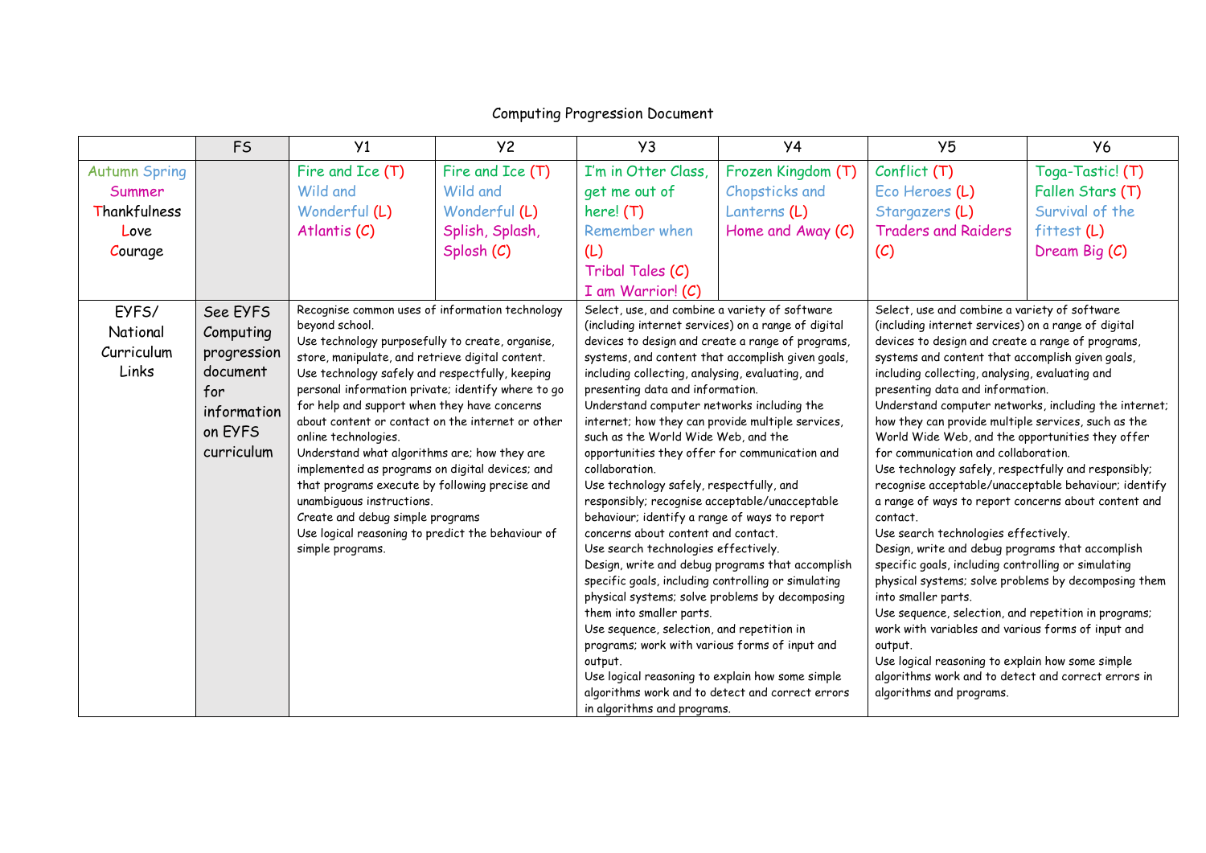# Computing Progression Document

| | FS | Y1 | Y2 | Y3 | Y4 | Y5 | Y6 |
|---|---|---|---|---|---|---|---|
| Autumn Spring Summer Thankfulness Love Courage | | Fire and Ice (T) Wild and Wonderful (L) Atlantis (C) | Fire and Ice (T) Wild and Wonderful (L) Splish, Splash, Splosh (C) | I'm in Otter Class, get me out of here! (T) Remember when (L) Tribal Tales (C) I am Warrior! (C) | Frozen Kingdom (T) Chopsticks and Lanterns (L) Home and Away (C) | Conflict (T) Eco Heroes (L) Stargazers (L) Traders and Raiders (C) | Toga-Tastic! (T) Fallen Stars (T) Survival of the fittest (L) Dream Big (C) |
| EYFS/ National Curriculum Links | See EYFS Computing progression document for information on EYFS curriculum | Recognise common uses of information technology beyond school.<br>Use technology purposefully to create, organise, store, manipulate, and retrieve digital content.<br>Use technology safely and respectfully, keeping personal information private; identify where to go for help and support when they have concerns about content or contact on the internet or other online technologies.<br>Understand what algorithms are; how they are implemented as programs on digital devices; and that programs execute by following precise and unambiguous instructions.<br>Create and debug simple programs<br>Use logical reasoning to predict the behaviour of simple programs. | | Select, use, and combine a variety of software (including internet services) on a range of digital devices to design and create a range of programs, systems, and content that accomplish given goals, including collecting, analysing, evaluating, and presenting data and information.<br>Understand computer networks including the internet; how they can provide multiple services, such as the World Wide Web, and the opportunities they offer for communication and collaboration.<br>Use technology safely, respectfully, and responsibly; recognise acceptable/unacceptable behaviour; identify a range of ways to report concerns about content and contact.<br>Use search technologies effectively.<br>Design, write and debug programs that accomplish specific goals, including controlling or simulating physical systems; solve problems by decomposing them into smaller parts.<br>Use sequence, selection, and repetition in programs; work with various forms of input and output.<br>Use logical reasoning to explain how some simple algorithms work and to detect and correct errors in algorithms and programs. | | Select, use and combine a variety of software (including internet services) on a range of digital devices to design and create a range of programs, systems and content that accomplish given goals, including collecting, analysing, evaluating and presenting data and information.<br>Understand computer networks, including the internet; how they can provide multiple services, such as the World Wide Web, and the opportunities they offer for communication and collaboration.<br>Use technology safely, respectfully and responsibly; recognise acceptable/unacceptable behaviour; identify a range of ways to report concerns about content and contact.<br>Use search technologies effectively.<br>Design, write and debug programs that accomplish specific goals, including controlling or simulating physical systems; solve problems by decomposing them into smaller parts.<br>Use sequence, selection, and repetition in programs; work with variables and various forms of input and output.<br>Use logical reasoning to explain how some simple algorithms work and to detect and correct errors in algorithms and programs. | |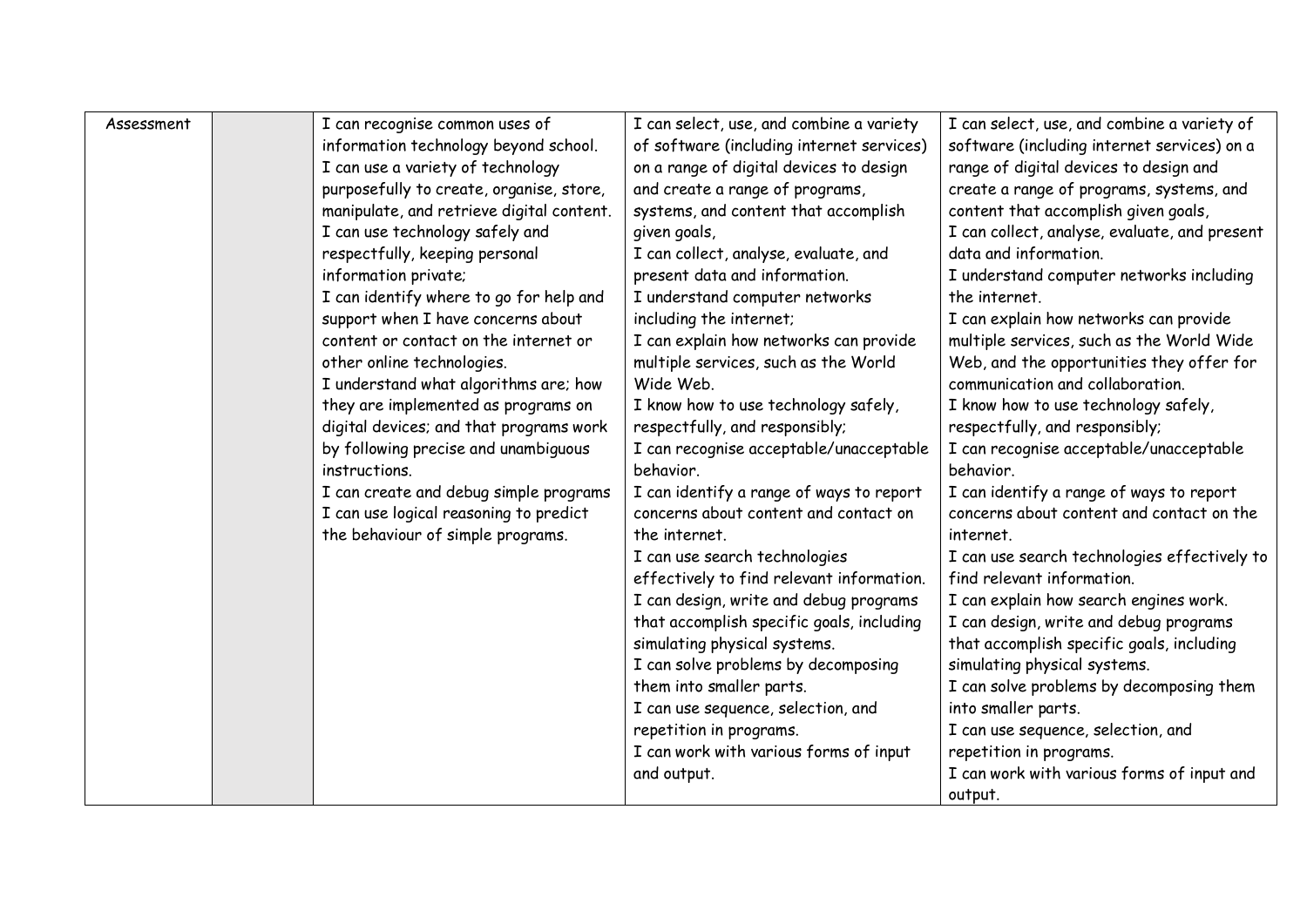| Assessment | | I can recognise common uses of information technology beyond school.<br>I can use a variety of technology purposefully to create, organise, store, manipulate, and retrieve digital content.<br>I can use technology safely and respectfully, keeping personal information private;<br>I can identify where to go for help and support when I have concerns about content or contact on the internet or other online technologies.<br>I understand what algorithms are; how they are implemented as programs on digital devices; and that programs work by following precise and unambiguous instructions.<br>I can create and debug simple programs<br>I can use logical reasoning to predict the behaviour of simple programs. | I can select, use, and combine a variety of software (including internet services) on a range of digital devices to design and create a range of programs, systems, and content that accomplish given goals,<br>I can collect, analyse, evaluate, and present data and information.<br>I understand computer networks including the internet;<br>I can explain how networks can provide multiple services, such as the World Wide Web.<br>I know how to use technology safely, respectfully, and responsibly;<br>I can recognise acceptable/unacceptable behavior.<br>I can identify a range of ways to report concerns about content and contact on the internet.<br>I can use search technologies effectively to find relevant information.<br>I can design, write and debug programs that accomplish specific goals, including simulating physical systems.<br>I can solve problems by decomposing them into smaller parts.<br>I can use sequence, selection, and repetition in programs.<br>I can work with various forms of input and output. | I can select, use, and combine a variety of software (including internet services) on a range of digital devices to design and create a range of programs, systems, and content that accomplish given goals,<br>I can collect, analyse, evaluate, and present data and information.<br>I understand computer networks including the internet.<br>I can explain how networks can provide multiple services, such as the World Wide Web, and the opportunities they offer for communication and collaboration.<br>I know how to use technology safely, respectfully, and responsibly;<br>I can recognise acceptable/unacceptable behavior.<br>I can identify a range of ways to report concerns about content and contact on the internet.<br>I can use search technologies effectively to find relevant information.<br>I can explain how search engines work.<br>I can design, write and debug programs that accomplish specific goals, including simulating physical systems.<br>I can solve problems by decomposing them into smaller parts.<br>I can use sequence, selection, and repetition in programs.<br>I can work with various forms of input and output. |
|---|---|---|---|---|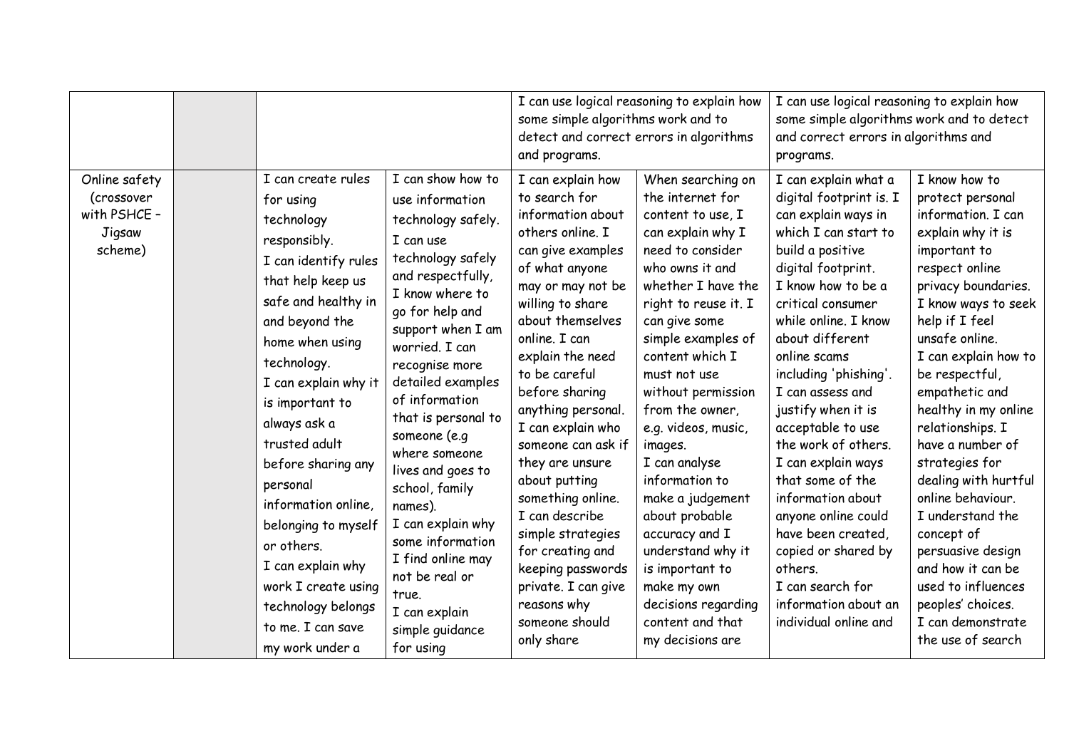| | | | | | | | |
|---|---|---|---|---|---|---|---|
| | | | | I can use logical reasoning to explain how some simple algorithms work and to detect and correct errors in algorithms and programs. | | I can use logical reasoning to explain how some simple algorithms work and to detect and correct errors in algorithms and programs. | |
| Online safety (crossover with PSHCE – Jigsaw scheme) | | I can create rules for using technology responsibly. I can identify rules that help keep us safe and healthy in and beyond the home when using technology. I can explain why it is important to always ask a trusted adult before sharing any personal information online, belonging to myself or others. I can explain why work I create using technology belongs to me. I can save my work under a | I can show how to use information technology safely. I can use technology safely and respectfully, I know where to go for help and support when I am worried. I can recognise more detailed examples of information that is personal to someone (e.g where someone lives and goes to school, family names). I can explain why some information I find online may not be real or true. I can explain simple guidance for using | I can explain how to search for information about others online. I can give examples of what anyone may or may not be willing to share about themselves online. I can explain the need to be careful before sharing anything personal. I can explain who someone can ask if they are unsure about putting something online. I can describe simple strategies for creating and keeping passwords private. I can give reasons why someone should only share | When searching on the internet for content to use, I can explain why I need to consider who owns it and whether I have the right to reuse it. I can give some simple examples of content which I must not use without permission from the owner, e.g. videos, music, images. I can analyse information to make a judgement about probable accuracy and I understand why it is important to make my own decisions regarding content and that my decisions are | I can explain what a digital footprint is. I can explain ways in which I can start to build a positive digital footprint. I know how to be a critical consumer while online. I know about different online scams including 'phishing'. I can assess and justify when it is acceptable to use the work of others. I can explain ways that some of the information about anyone online could have been created, copied or shared by others. I can search for information about an individual online and | I know how to protect personal information. I can explain why it is important to respect online privacy boundaries. I know ways to seek help if I feel unsafe online. I can explain how to be respectful, empathetic and healthy in my online relationships. I have a number of strategies for dealing with hurtful online behaviour. I understand the concept of persuasive design and how it can be used to influences peoples' choices. I can demonstrate the use of search |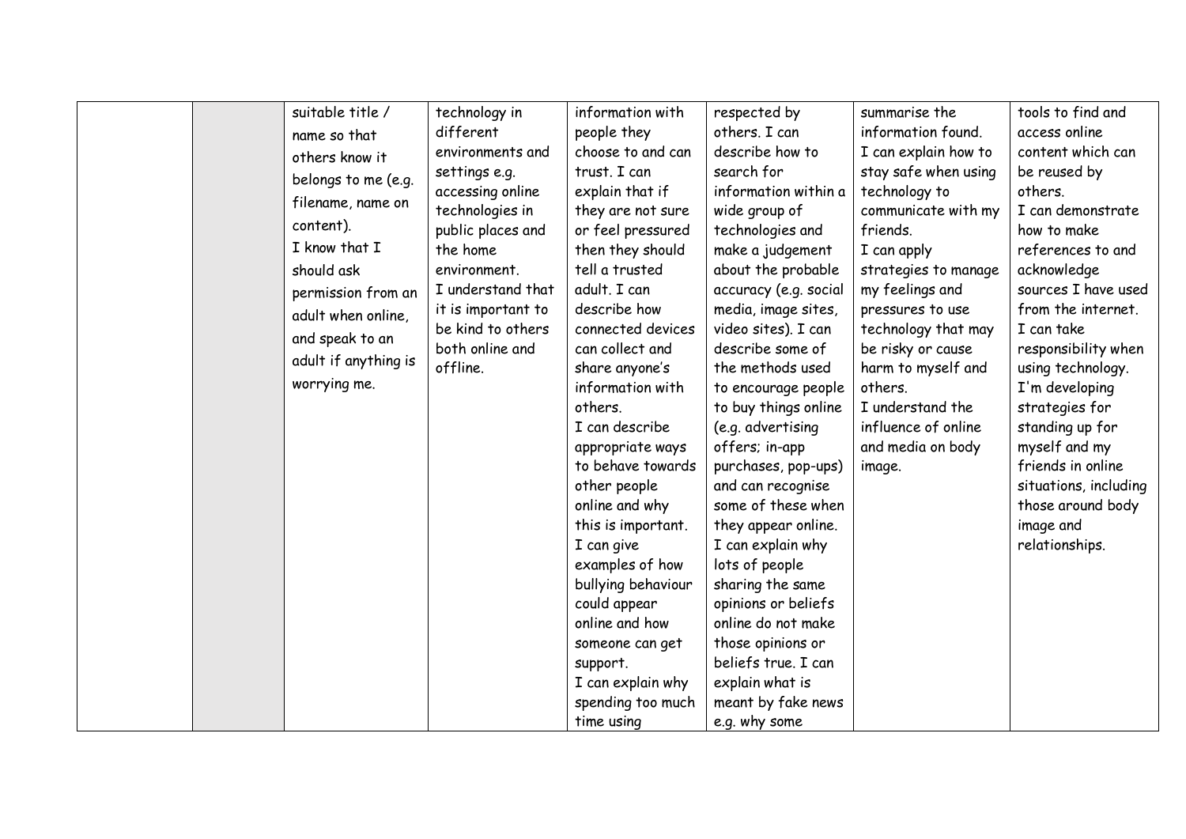| | | | | | | | |
|---|---|---|---|---|---|---|---|
| | | suitable title / name so that others know it belongs to me (e.g. filename, name on content). I know that I should ask permission from an adult when online, and speak to an adult if anything is worrying me. | technology in different environments and settings e.g. accessing online technologies in public places and the home environment. I understand that it is important to be kind to others both online and offline. | information with people they choose to and can trust. I can explain that if they are not sure or feel pressured then they should tell a trusted adult. I can describe how connected devices can collect and share anyone's information with others. I can describe appropriate ways to behave towards other people online and why this is important. I can give examples of how bullying behaviour could appear online and how someone can get support. I can explain why spending too much time using | respected by others. I can describe how to search for information within a wide group of technologies and make a judgement about the probable accuracy (e.g. social media, image sites, video sites). I can describe some of the methods used to encourage people to buy things online (e.g. advertising offers; in-app purchases, pop-ups) and can recognise some of these when they appear online. I can explain why lots of people sharing the same opinions or beliefs online do not make those opinions or beliefs true. I can explain what is meant by fake news e.g. why some | summarise the information found. I can explain how to stay safe when using technology to communicate with my friends. I can apply strategies to manage my feelings and pressures to use technology that may be risky or cause harm to myself and others. I understand the influence of online and media on body image. | tools to find and access online content which can be reused by others. I can demonstrate how to make references to and acknowledge sources I have used from the internet. I can take responsibility when using technology. I'm developing strategies for standing up for myself and my friends in online situations, including those around body image and relationships. |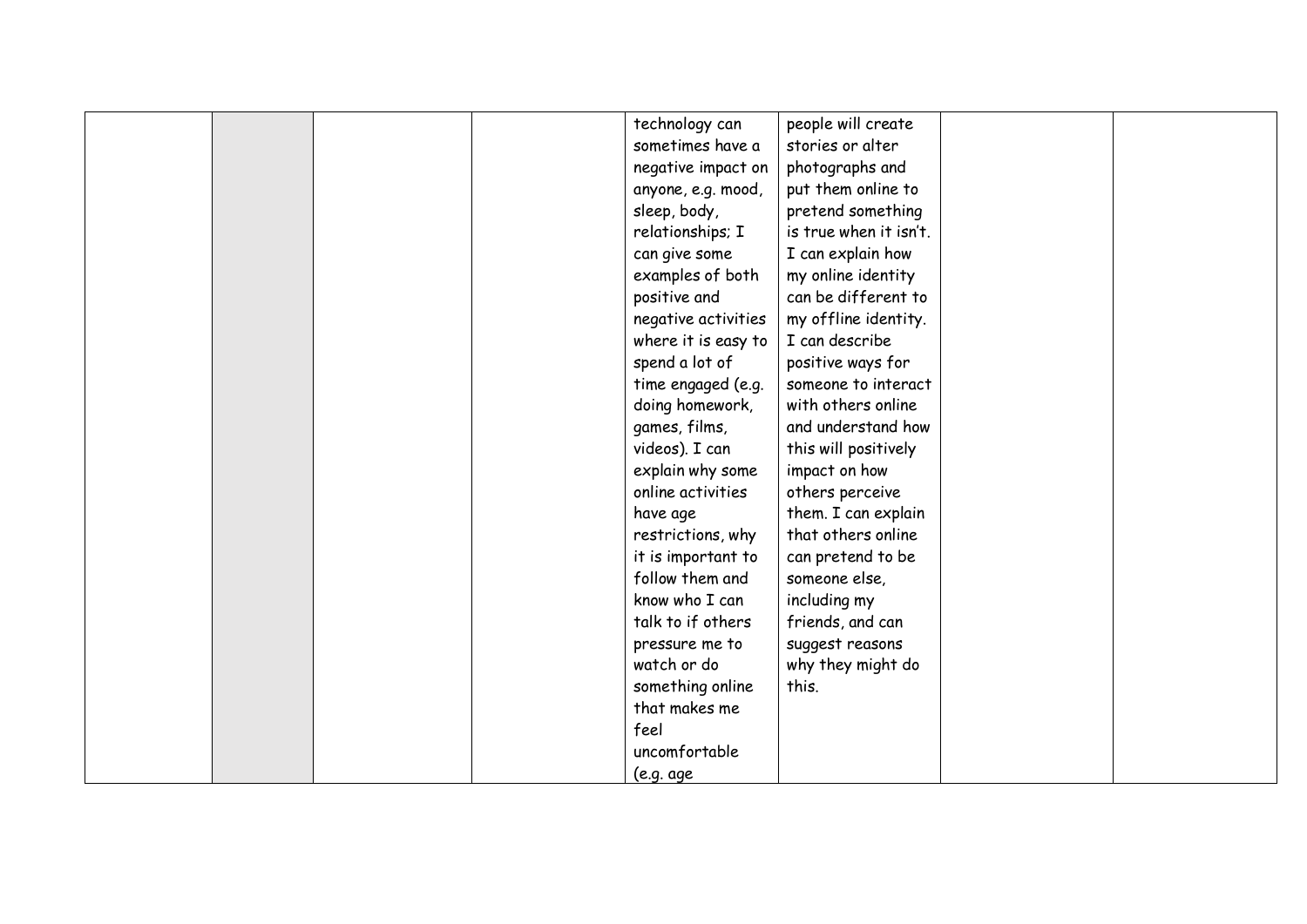| | | | | | | | |
|---|---|---|---|---|---|---|---|
| | | | | technology can sometimes have a negative impact on anyone, e.g. mood, sleep, body, relationships; I can give some examples of both positive and negative activities where it is easy to spend a lot of time engaged (e.g. doing homework, games, films, videos). I can explain why some online activities have age restrictions, why it is important to follow them and know who I can talk to if others pressure me to watch or do something online that makes me feel uncomfortable (e.g. age | people will create stories or alter photographs and put them online to pretend something is true when it isn't. I can explain how my online identity can be different to my offline identity. I can describe positive ways for someone to interact with others online and understand how this will positively impact on how others perceive them. I can explain that others online can pretend to be someone else, including my friends, and can suggest reasons why they might do this. | | |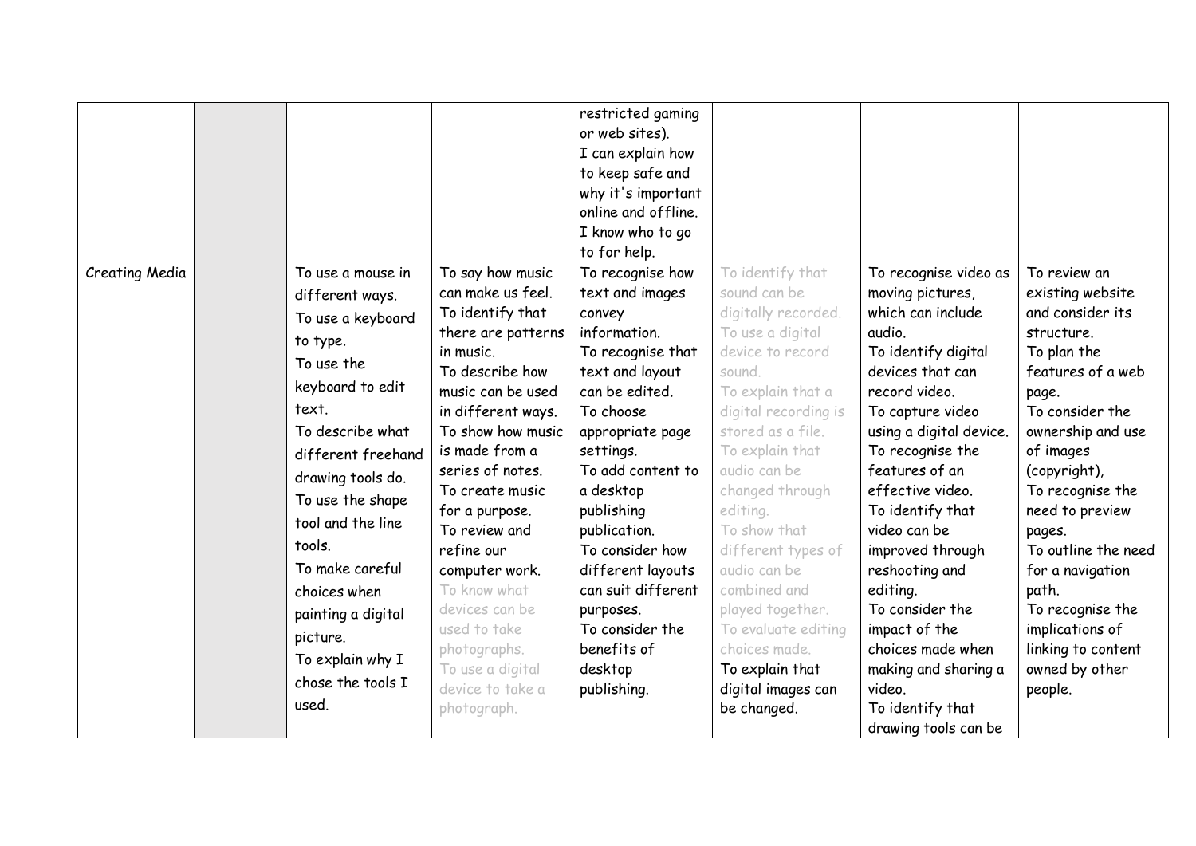| | | | | | | | |
|---|---|---|---|---|---|---|---|
| | | | | restricted gaming or web sites). I can explain how to keep safe and why it's important online and offline. I know who to go to for help. | | | |
| Creating Media | | To use a mouse in different ways. To use a keyboard to type. To use the keyboard to edit text. To describe what different freehand drawing tools do. To use the shape tool and the line tools. To make careful choices when painting a digital picture. To explain why I chose the tools I used. | To say how music can make us feel. To identify that there are patterns in music. To describe how music can be used in different ways. To show how music is made from a series of notes. To create music for a purpose. To review and refine our computer work. To know what devices can be used to take photographs. To use a digital device to take a photograph. | To recognise how text and images convey information. To recognise that text and layout can be edited. To choose appropriate page settings. To add content to a desktop publishing publication. To consider how different layouts can suit different purposes. To consider the benefits of desktop publishing. | To identify that sound can be digitally recorded. To use a digital device to record sound. To explain that a digital recording is stored as a file. To explain that audio can be changed through editing. To show that different types of audio can be combined and played together. To evaluate editing choices made. To explain that digital images can be changed. | To recognise video as moving pictures, which can include audio. To identify digital devices that can record video. To capture video using a digital device. To recognise the features of an effective video. To identify that video can be improved through reshooting and editing. To consider the impact of the choices made when making and sharing a video. To identify that drawing tools can be | To review an existing website and consider its structure. To plan the features of a web page. To consider the ownership and use of images (copyright), To recognise the need to preview pages. To outline the need for a navigation path. To recognise the implications of linking to content owned by other people. |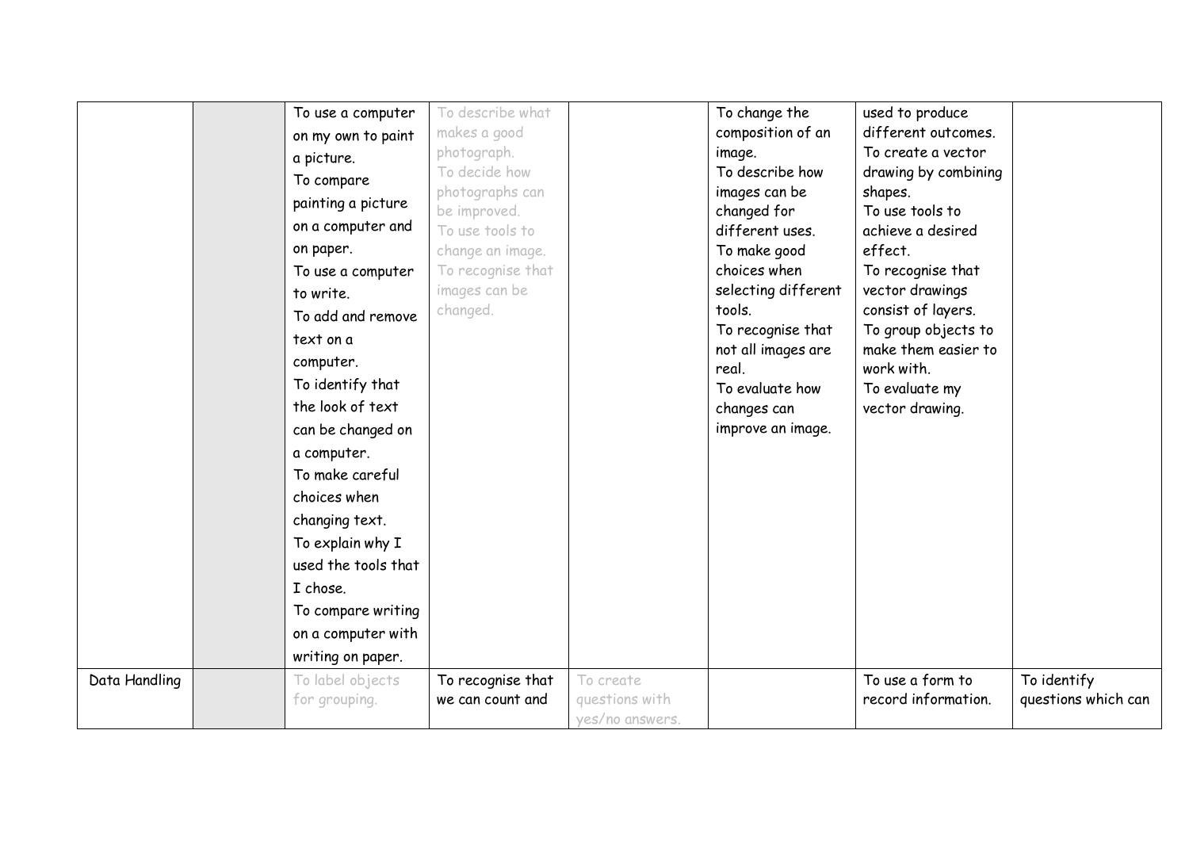| | | | | | | | |
|---|---|---|---|---|---|---|---|
| | | To use a computer on my own to paint a picture. To compare painting a picture on a computer and on paper. To use a computer to write. To add and remove text on a computer. To identify that the look of text can be changed on a computer. To make careful choices when changing text. To explain why I used the tools that I chose. To compare writing on a computer with writing on paper. | To describe what makes a good photograph. To decide how photographs can be improved. To use tools to change an image. To recognise that images can be changed. | | To change the composition of an image. To describe how images can be changed for different uses. To make good choices when selecting different tools. To recognise that not all images are real. To evaluate how changes can improve an image. | used to produce different outcomes. To create a vector drawing by combining shapes. To use tools to achieve a desired effect. To recognise that vector drawings consist of layers. To group objects to make them easier to work with. To evaluate my vector drawing. | |
| Data Handling | | To label objects for grouping. | To recognise that we can count and | To create questions with yes/no answers. | | To use a form to record information. | To identify questions which can |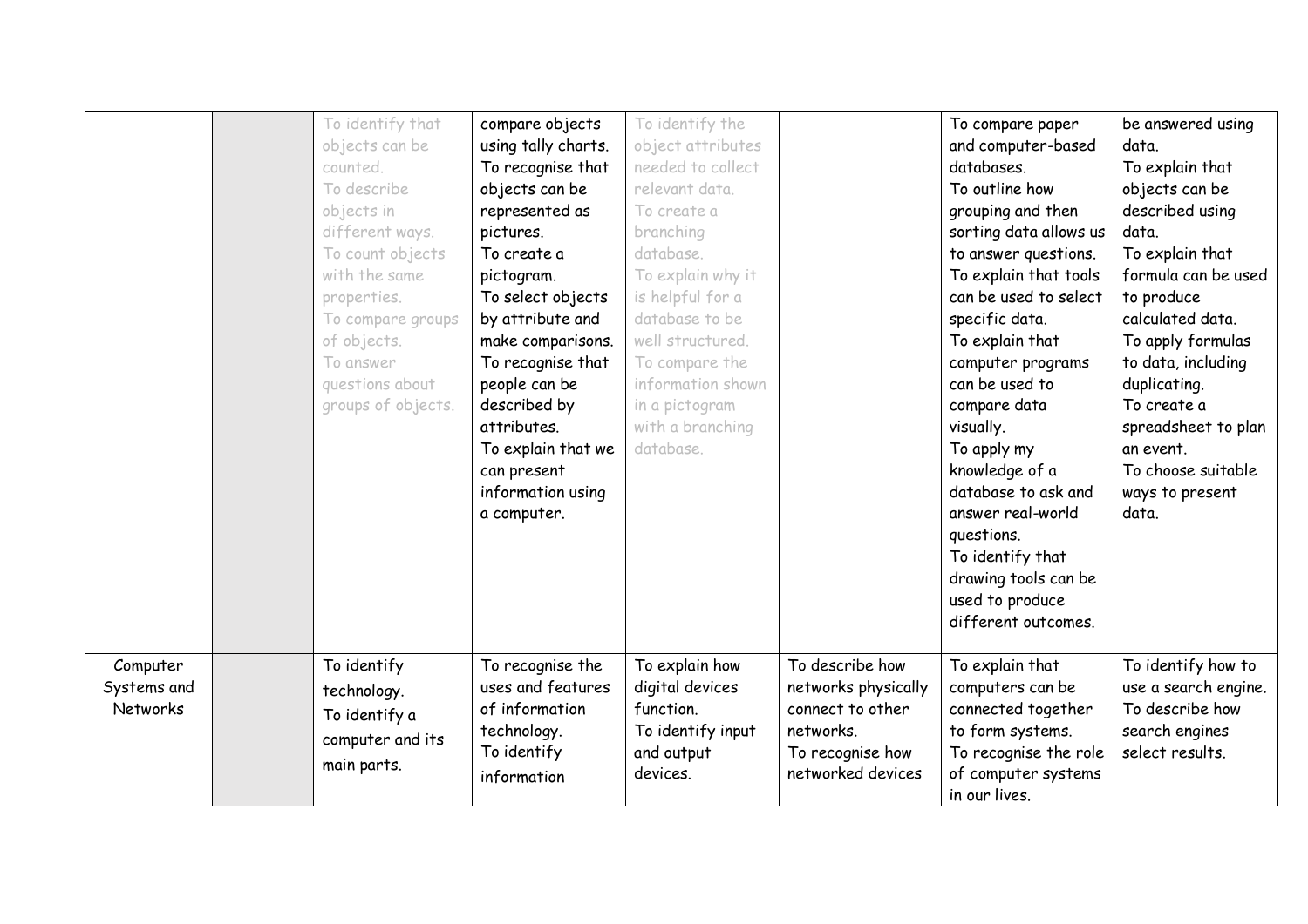| | | | | | | | |
|---|---|---|---|---|---|---|---|
| | | To identify that objects can be counted. To describe objects in different ways. To count objects with the same properties. To compare groups of objects. To answer questions about groups of objects. | compare objects using tally charts. To recognise that objects can be represented as pictures. To create a pictogram. To select objects by attribute and make comparisons. To recognise that people can be described by attributes. To explain that we can present information using a computer. | To identify the object attributes needed to collect relevant data. To create a branching database. To explain why it is helpful for a database to be well structured. To compare the information shown in a pictogram with a branching database. | | To compare paper and computer-based databases. To outline how grouping and then sorting data allows us to answer questions. To explain that tools can be used to select specific data. To explain that computer programs can be used to compare data visually. To apply my knowledge of a database to ask and answer real-world questions. To identify that drawing tools can be used to produce different outcomes. | be answered using data. To explain that objects can be described using data. To explain that formula can be used to produce calculated data. To apply formulas to data, including duplicating. To create a spreadsheet to plan an event. To choose suitable ways to present data. |
| Computer Systems and Networks | | To identify technology. To identify a computer and its main parts. | To recognise the uses and features of information technology. To identify information | To explain how digital devices function. To identify input and output devices. | To describe how networks physically connect to other networks. To recognise how networked devices | To explain that computers can be connected together to form systems. To recognise the role of computer systems in our lives. | To identify how to use a search engine. To describe how search engines select results. |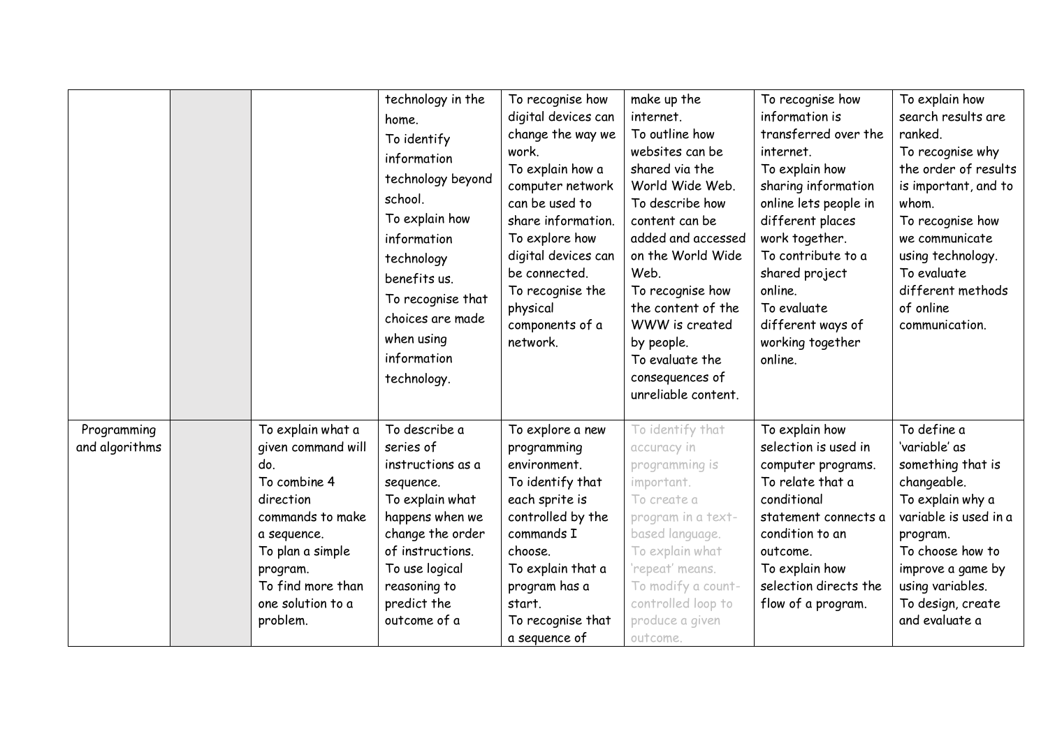| | | | | | | | |
|---|---|---|---|---|---|---|---|
| | | | technology in the home.<br>To identify information technology beyond school.<br>To explain how information technology benefits us.<br>To recognise that choices are made when using information technology. | To recognise how digital devices can change the way we work.<br>To explain how a computer network can be used to share information.<br>To explore how digital devices can be connected.<br>To recognise the physical components of a network. | make up the internet.<br>To outline how websites can be shared via the World Wide Web.<br>To describe how content can be added and accessed on the World Wide Web.<br>To recognise how the content of the WWW is created by people.<br>To evaluate the consequences of unreliable content. | To recognise how information is transferred over the internet.<br>To explain how sharing information online lets people in different places work together.<br>To contribute to a shared project online.<br>To evaluate different ways of working together online. | To explain how search results are ranked.<br>To recognise why the order of results is important, and to whom.<br>To recognise how we communicate using technology.<br>To evaluate different methods of online communication. |
| Programming and algorithms | | To explain what a given command will do.<br>To combine 4 direction commands to make a sequence.<br>To plan a simple program.<br>To find more than one solution to a problem. | To describe a series of instructions as a sequence.<br>To explain what happens when we change the order of instructions.<br>To use logical reasoning to predict the outcome of a | To explore a new programming environment.<br>To identify that each sprite is controlled by the commands I choose.<br>To explain that a program has a start.<br>To recognise that a sequence of | To identify that accuracy in programming is important.<br>To create a program in a text-based language.<br>To explain what 'repeat' means.<br>To modify a count-controlled loop to produce a given outcome. | To explain how selection is used in computer programs.<br>To relate that a conditional statement connects a condition to an outcome.<br>To explain how selection directs the flow of a program. | To define a 'variable' as something that is changeable.<br>To explain why a variable is used in a program.<br>To choose how to improve a game by using variables.<br>To design, create and evaluate a |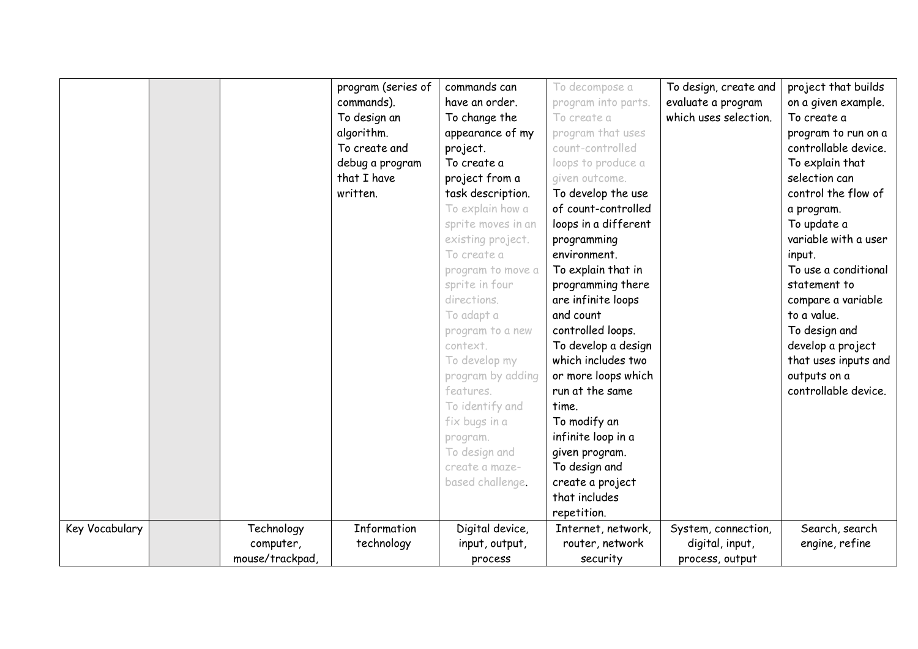| | | | | | | | |
|---|---|---|---|---|---|---|---|
| | | | program (series of commands).<br>To design an algorithm.<br>To create and debug a program that I have written. | commands can have an order.<br>To change the appearance of my project.<br>To create a project from a task description.<br>To explain how a sprite moves in an existing project.<br>To create a program to move a sprite in four directions.<br>To adapt a program to a new context.<br>To develop my program by adding features.<br>To identify and fix bugs in a program.<br>To design and create a maze-based challenge. | To decompose a program into parts.<br>To create a program that uses count-controlled loops to produce a given outcome.<br>To develop the use of count-controlled loops in a different programming environment.<br>To explain that in programming there are infinite loops and count controlled loops.<br>To develop a design which includes two or more loops which run at the same time.<br>To modify an infinite loop in a given program.<br>To design and create a project that includes repetition. | To design, create and evaluate a program which uses selection. | project that builds on a given example.<br>To create a program to run on a controllable device.<br>To explain that selection can control the flow of a program.<br>To update a variable with a user input.<br>To use a conditional statement to compare a variable to a value.<br>To design and develop a project that uses inputs and outputs on a controllable device. |
| Key Vocabulary | | Technology computer, mouse/trackpad, | Information technology | Digital device, input, output, process | Internet, network, router, network security | System, connection, digital, input, process, output | Search, search engine, refine |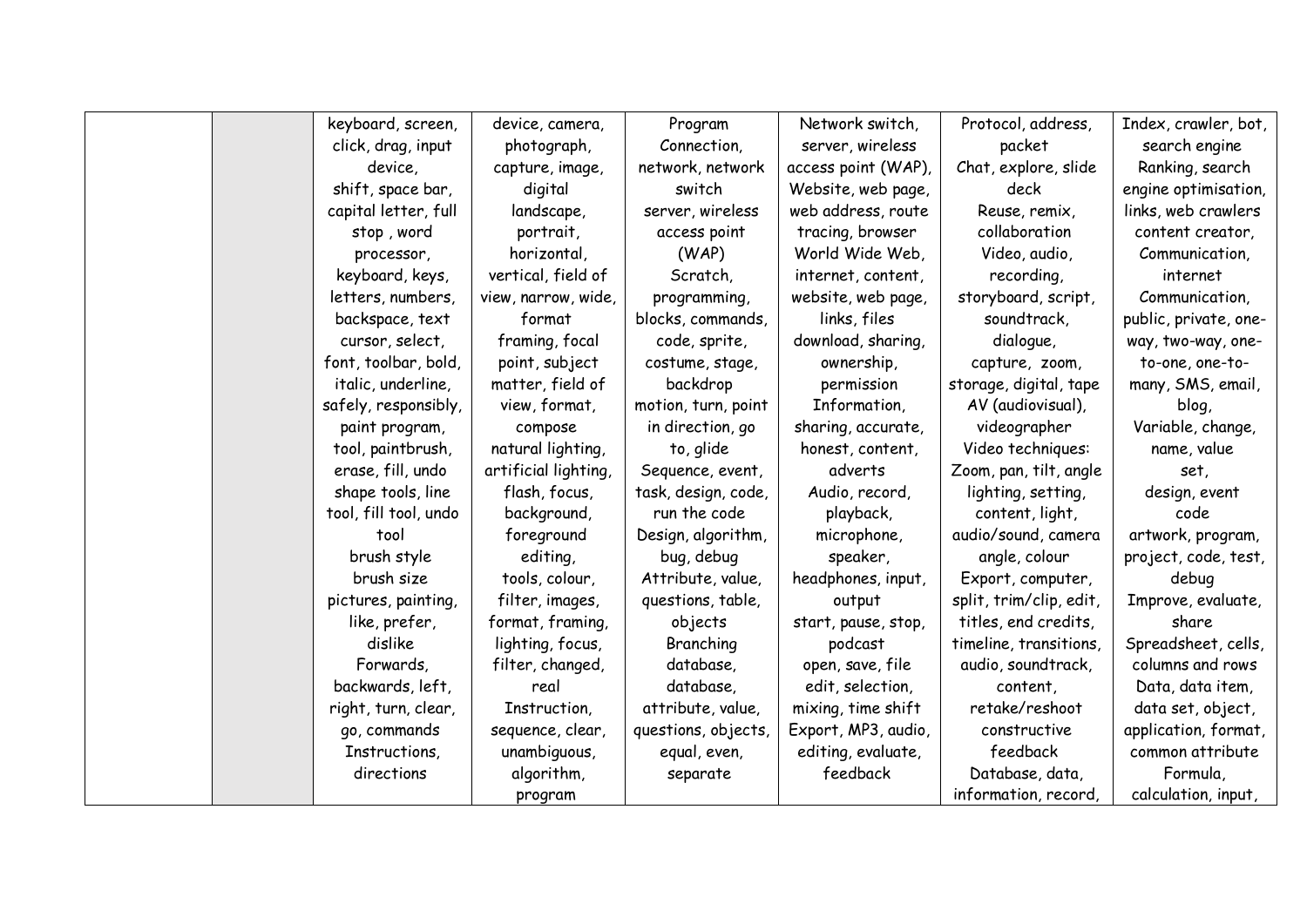| | | | | | | | |
|---|---|---|---|---|---|---|---|
| | | keyboard, screen, click, drag, input device, shift, space bar, capital letter, full stop , word processor, keyboard, keys, letters, numbers, backspace, text cursor, select, font, toolbar, bold, italic, underline, safely, responsibly, paint program, tool, paintbrush, erase, fill, undo shape tools, line tool, fill tool, undo tool brush style brush size pictures, painting, like, prefer, dislike Forwards, backwards, left, right, turn, clear, go, commands Instructions, directions | device, camera, photograph, capture, image, digital landscape, portrait, horizontal, vertical, field of view, narrow, wide, format framing, focal point, subject matter, field of view, format, compose natural lighting, artificial lighting, flash, focus, background, foreground editing, tools, colour, filter, images, format, framing, lighting, focus, filter, changed, real Instruction, sequence, clear, unambiguous, algorithm, program | Program Connection, network, network switch server, wireless access point (WAP) Scratch, programming, blocks, commands, code, sprite, costume, stage, backdrop motion, turn, point in direction, go to, glide Sequence, event, task, design, code, run the code Design, algorithm, bug, debug Attribute, value, questions, table, objects Branching database, database, attribute, value, questions, objects, equal, even, separate | Network switch, server, wireless access point (WAP), Website, web page, web address, route tracing, browser World Wide Web, internet, content, website, web page, links, files download, sharing, ownership, permission Information, sharing, accurate, honest, content, adverts Audio, record, playback, microphone, speaker, headphones, input, output start, pause, stop, podcast open, save, file edit, selection, mixing, time shift Export, MP3, audio, editing, evaluate, feedback | Protocol, address, packet Chat, explore, slide deck Reuse, remix, collaboration Video, audio, recording, storyboard, script, soundtrack, dialogue, capture, zoom, storage, digital, tape AV (audiovisual), videographer Video techniques: Zoom, pan, tilt, angle lighting, setting, content, light, audio/sound, camera angle, colour Export, computer, split, trim/clip, edit, titles, end credits, timeline, transitions, audio, soundtrack, content, retake/reshoot constructive feedback Database, data, information, record, | Index, crawler, bot, search engine Ranking, search engine optimisation, links, web crawlers content creator, Communication, internet Communication, public, private, one-way, two-way, one-to-one, one-to-many, SMS, email, blog, Variable, change, name, value set, design, event code artwork, program, project, code, test, debug Improve, evaluate, share Spreadsheet, cells, columns and rows Data, data item, data set, object, application, format, common attribute Formula, calculation, input, |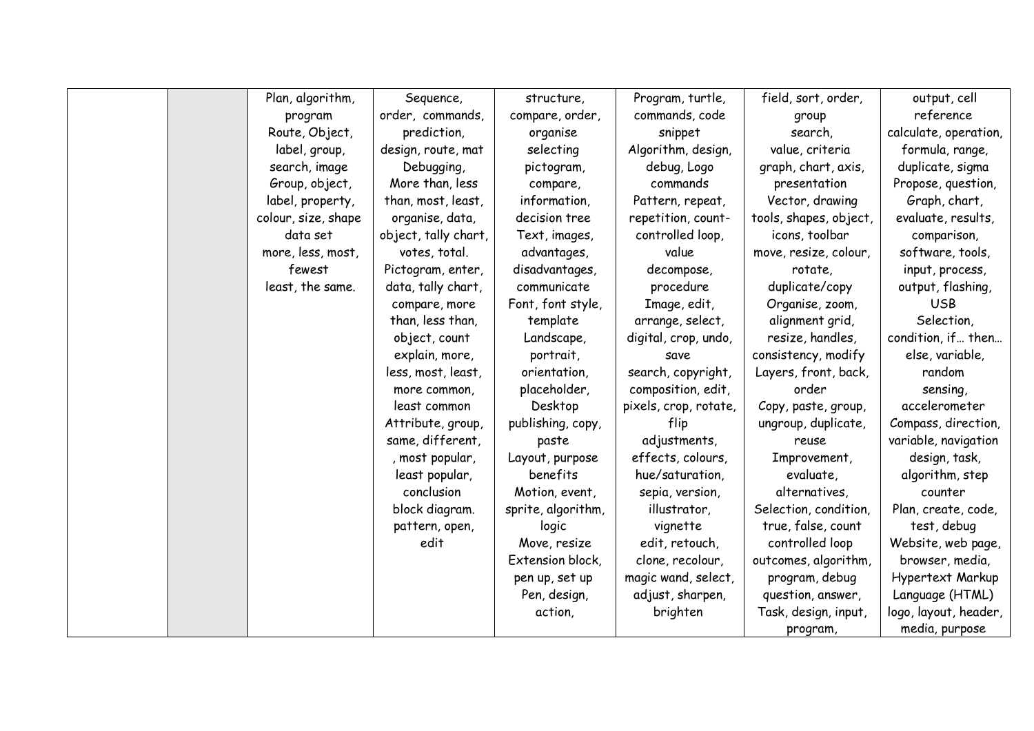| | | | | | | | |
|---|---|---|---|---|---|---|---|
| | | Plan, algorithm, program Route, Object, label, group, search, image Group, object, label, property, colour, size, shape data set more, less, most, fewest least, the same. | Sequence, order, commands, prediction, design, route, mat Debugging, More than, less than, most, least, organise, data, object, tally chart, votes, total. Pictogram, enter, data, tally chart, compare, more than, less than, object, count explain, more, less, most, least, more common, least common Attribute, group, same, different, , most popular, least popular, conclusion block diagram. pattern, open, edit | structure, compare, order, organise selecting pictogram, compare, information, decision tree Text, images, advantages, disadvantages, communicate Font, font style, template Landscape, portrait, orientation, placeholder, Desktop publishing, copy, paste Layout, purpose benefits Motion, event, sprite, algorithm, logic Move, resize Extension block, pen up, set up Pen, design, action, | Program, turtle, commands, code snippet Algorithm, design, debug, Logo commands Pattern, repeat, repetition, count-controlled loop, value decompose, procedure Image, edit, arrange, select, digital, crop, undo, save search, copyright, composition, edit, pixels, crop, rotate, flip adjustments, effects, colours, hue/saturation, sepia, version, illustrator, vignette edit, retouch, clone, recolour, magic wand, select, adjust, sharpen, brighten | field, sort, order, group search, value, criteria graph, chart, axis, presentation Vector, drawing tools, shapes, object, icons, toolbar move, resize, colour, rotate, duplicate/copy Organise, zoom, alignment grid, resize, handles, consistency, modify Layers, front, back, order Copy, paste, group, ungroup, duplicate, reuse Improvement, evaluate, alternatives, Selection, condition, true, false, count controlled loop outcomes, algorithm, program, debug question, answer, Task, design, input, program, | output, cell reference calculate, operation, formula, range, duplicate, sigma Propose, question, Graph, chart, evaluate, results, comparison, software, tools, input, process, output, flashing, USB Selection, condition, if… then… else, variable, random sensing, accelerometer Compass, direction, variable, navigation design, task, algorithm, step counter Plan, create, code, test, debug Website, web page, browser, media, Hypertext Markup Language (HTML) logo, layout, header, media, purpose |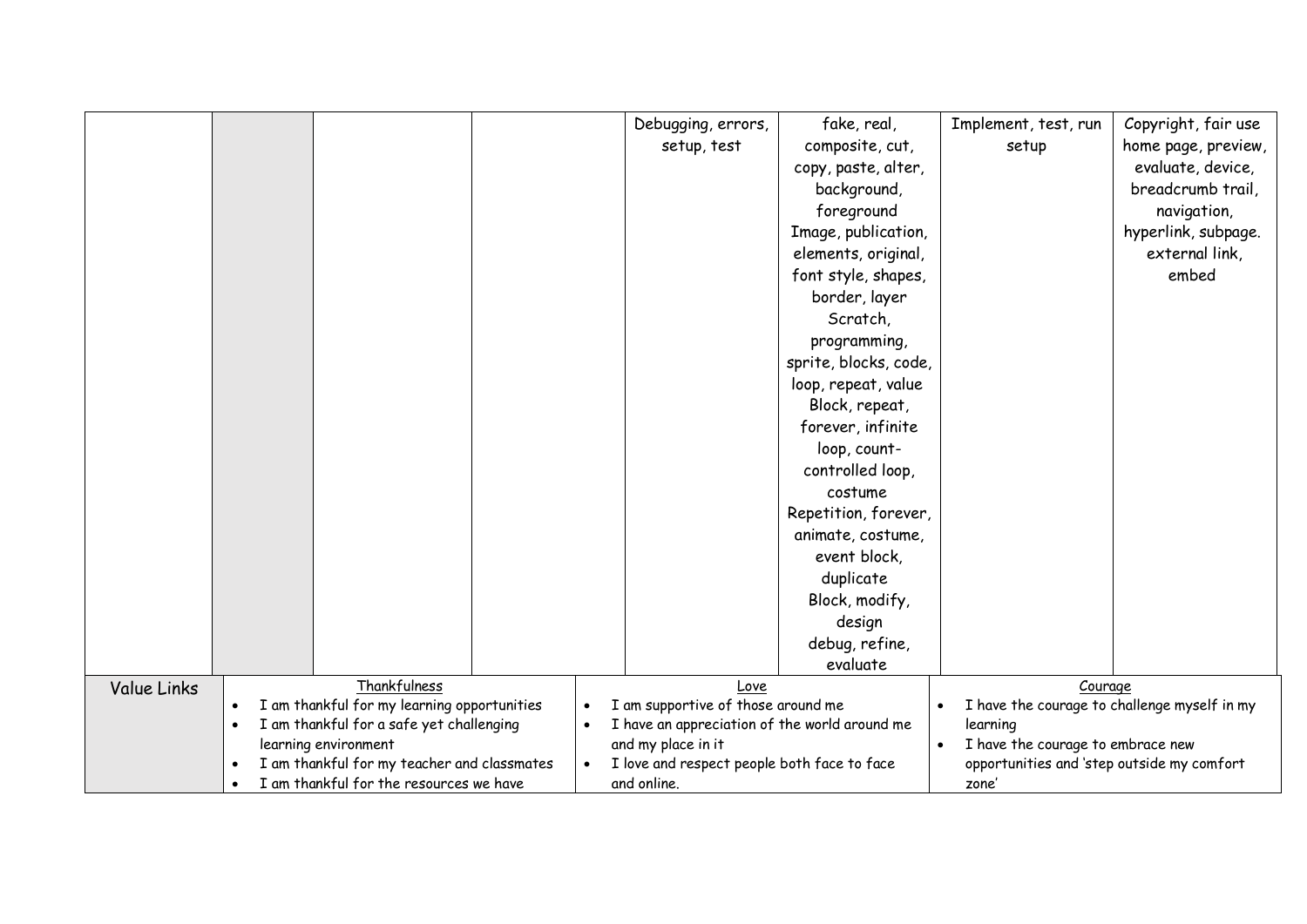| | | | | Debugging, errors, setup, test | fake, real, composite, cut, copy, paste, alter, background, foreground Image, publication, elements, original, font style, shapes, border, layer Scratch, programming, sprite, blocks, code, loop, repeat, value Block, repeat, forever, infinite loop, count-controlled loop, costume Repetition, forever, animate, costume, event block, duplicate Block, modify, design debug, refine, evaluate | Implement, test, run setup | Copyright, fair use home page, preview, evaluate, device, breadcrumb trail, navigation, hyperlink, subpage. external link, embed |
|---|---|---|---|---|---|---|---|
| Value Links | Thankfulness<br>• I am thankful for my learning opportunities<br>• I am thankful for a safe yet challenging learning environment<br>• I am thankful for my teacher and classmates<br>• I am thankful for the resources we have | | | Love<br>• I am supportive of those around me<br>• I have an appreciation of the world around me and my place in it<br>• I love and respect people both face to face and online. | | Courage<br>• I have the courage to challenge myself in my learning<br>• I have the courage to embrace new opportunities and 'step outside my comfort zone' | |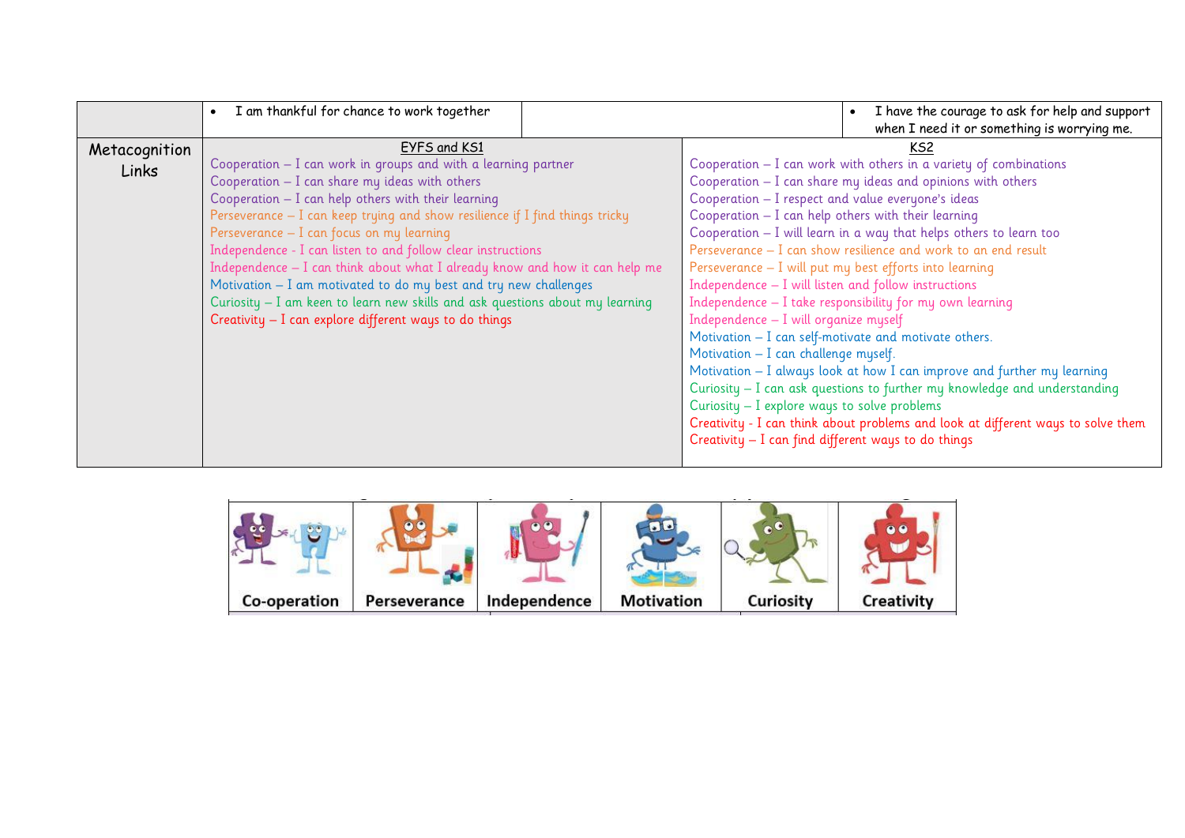| | | | |
|---|---|---|---|
| | • I am thankful for chance to work together | | • I have the courage to ask for help and support when I need it or something is worrying me. |
| Metacognition Links | EYFS and KS1<br>Cooperation – I can work in groups and with a learning partner<br>Cooperation – I can share my ideas with others<br>Cooperation – I can help others with their learning<br>Perseverance – I can keep trying and show resilience if I find things tricky<br>Perseverance – I can focus on my learning<br>Independence - I can listen to and follow clear instructions<br>Independence – I can think about what I already know and how it can help me<br>Motivation – I am motivated to do my best and try new challenges<br>Curiosity – I am keen to learn new skills and ask questions about my learning<br>Creativity – I can explore different ways to do things | KS2<br>Cooperation – I can work with others in a variety of combinations<br>Cooperation – I can share my ideas and opinions with others<br>Cooperation – I respect and value everyone's ideas<br>Cooperation – I can help others with their learning<br>Cooperation – I will learn in a way that helps others to learn too<br>Perseverance – I can show resilience and work to an end result<br>Perseverance – I will put my best efforts into learning<br>Independence – I will listen and follow instructions<br>Independence – I take responsibility for my own learning<br>Independence – I will organize myself<br>Motivation – I can self-motivate and motivate others.<br>Motivation – I can challenge myself.<br>Motivation – I always look at how I can improve and further my learning<br>Curiosity – I can ask questions to further my knowledge and understanding<br>Curiosity – I explore ways to solve problems<br>Creativity - I can think about problems and look at different ways to solve them<br>Creativity – I can find different ways to do things | |

| | | | | | |
|---|---|---|---|---|---|
| Co-operation | Perseverance | Independence | Motivation | Curiosity | Creativity |